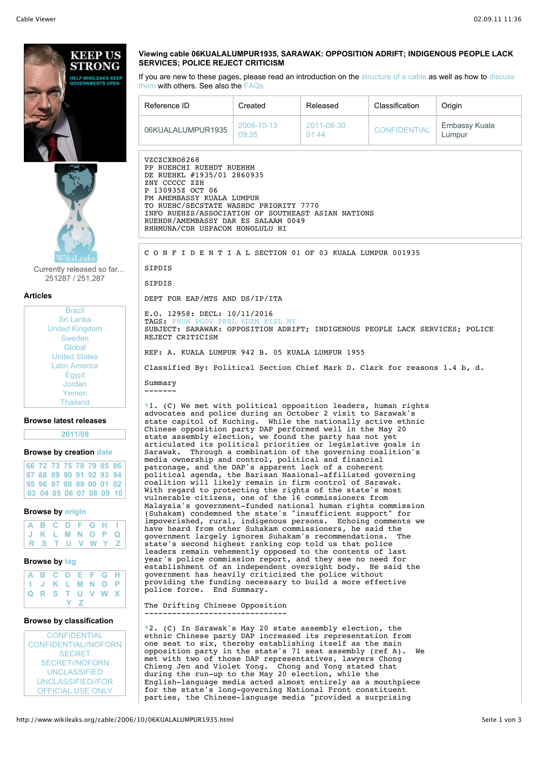### Viewing cable 06KUALALUMPUR1935, SARAWAK: OPPOSITION ADRIFT; INDIGENOUS PEOPLE LACK SERVICES; POLICE REJECT CRITICISM

If you are new to these pages, please read an introduction on the structure of a cable as well as how to discuss them with others. See also the FAQs

| Reference ID | Created | Released | Classification | Origin |
|---|---|---|---|---|
| 06KUALALUMPUR1935 | 2006-10-13 09:35 | 2011-08-30 01:44 | CONFIDENTIAL | Embassy Kuala Lumpur |

```
VZCZCXRO8268
PP RUEHCHI RUEHDT RUEHHM
DE RUEHKL #1935/01 2860935
ZNY CCCCC ZZH
P 130935Z OCT 06
FM AMEMBASSY KUALA LUMPUR
TO RUEHC/SECSTATE WASHDC PRIORITY 7770
INFO RUEHZS/ASSOCIATION OF SOUTHEAST ASIAN NATIONS
RUEHDR/AMEMBASSY DAR ES SALAAM 0049
RHHMUNA/CDR USPACOM HONOLULU HI
```

C O N F I D E N T I A L SECTION 01 OF 03 KUALA LUMPUR 001935

SIPDIS

SIPDIS

DEPT FOR EAP/MTS AND DS/IP/ITA

E.O. 12958: DECL: 10/11/2016
TAGS: PHUM PGOV PREL KDEM KISL MY
SUBJECT: SARAWAK: OPPOSITION ADRIFT; INDIGENOUS PEOPLE LACK SERVICES; POLICE REJECT CRITICISM

REF: A. KUALA LUMPUR 942 B. 05 KUALA LUMPUR 1955

Classified By: Political Section Chief Mark D. Clark for reasons 1.4 b, d.

Summary
-------

¶1. (C) We met with political opposition leaders, human rights advocates and police during an October 2 visit to Sarawak's state capitol of Kuching. While the nationally active ethnic Chinese opposition party DAP performed well in the May 20 state assembly election, we found the party has not yet articulated its political priorities or legislative goals in Sarawak. Through a combination of the governing coalition's media ownership and control, political and financial patronage, and the DAP's apparent lack of a coherent political agenda, the Barisan Nasional-affiliated governing coalition will likely remain in firm control of Sarawak. With regard to protecting the rights of the state's most vulnerable citizens, one of the 16 commissioners from Malaysia's government-funded national human rights commission (Suhakam) condemned the state's "insufficient support" for impoverished, rural, indigenous persons. Echoing comments we have heard from other Suhakam commissioners, he said the government largely ignores Suhakam's recommendations. The state's second highest ranking cop told us that police leaders remain vehemently opposed to the contents of last year's police commission report, and they see no need for establishment of an independent oversight body. He said the government has heavily criticized the police without providing the funding necessary to build a more effective police force. End Summary.

The Drifting Chinese Opposition
-------------------------------

¶2. (C) In Sarawak's May 20 state assembly election, the ethnic Chinese party DAP increased its representation from one seat to six, thereby establishing itself as the main opposition party in the state's 71 seat assembly (ref A). We met with two of those DAP representatives, lawyers Chong Chieng Jen and Violet Yong. Chong and Yong stated that during the run-up to the May 20 election, while the English-language media acted almost entirely as a mouthpiece for the state's long-governing National Front constituent parties, the Chinese-language media "provided a surprising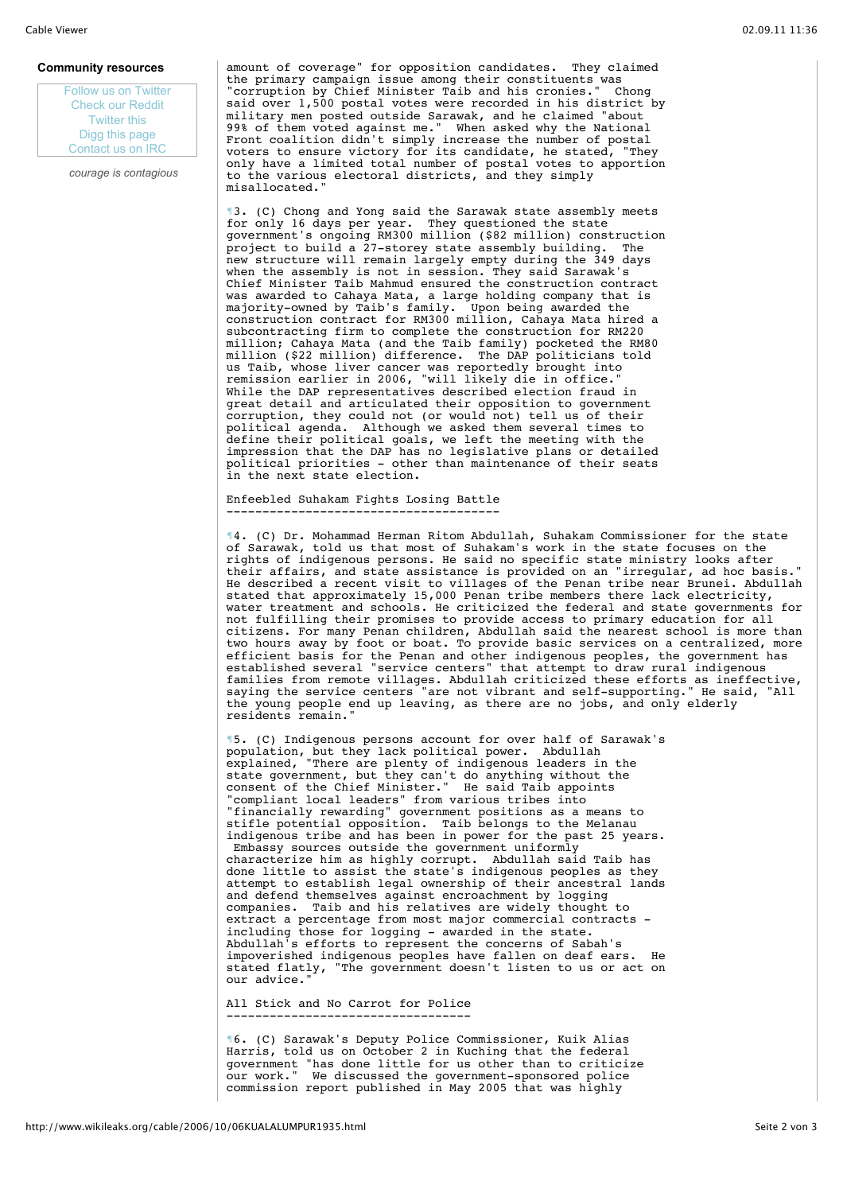**Community resources**

Follow us on Twitter
Check our Reddit
Twitter this
Digg this page
Contact us on IRC

*courage is contagious*

amount of coverage" for opposition candidates. They claimed the primary campaign issue among their constituents was "corruption by Chief Minister Taib and his cronies." Chong said over 1,500 postal votes were recorded in his district by military men posted outside Sarawak, and he claimed "about 99% of them voted against me." When asked why the National Front coalition didn't simply increase the number of postal voters to ensure victory for its candidate, he stated, "They only have a limited total number of postal votes to apportion to the various electoral districts, and they simply misallocated."

¶3. (C) Chong and Yong said the Sarawak state assembly meets for only 16 days per year. They questioned the state government's ongoing RM300 million ($82 million) construction project to build a 27-storey state assembly building. The new structure will remain largely empty during the 349 days when the assembly is not in session. They said Sarawak's Chief Minister Taib Mahmud ensured the construction contract was awarded to Cahaya Mata, a large holding company that is majority-owned by Taib's family. Upon being awarded the construction contract for RM300 million, Cahaya Mata hired a subcontracting firm to complete the construction for RM220 million; Cahaya Mata (and the Taib family) pocketed the RM80 million ($22 million) difference. The DAP politicians told us Taib, whose liver cancer was reportedly brought into remission earlier in 2006, "will likely die in office." While the DAP representatives described election fraud in great detail and articulated their opposition to government corruption, they could not (or would not) tell us of their political agenda. Although we asked them several times to define their political goals, we left the meeting with the impression that the DAP has no legislative plans or detailed political priorities - other than maintenance of their seats in the next state election.

Enfeebled Suhakam Fights Losing Battle
--------------------------------------

¶4. (C) Dr. Mohammad Herman Ritom Abdullah, Suhakam Commissioner for the state of Sarawak, told us that most of Suhakam's work in the state focuses on the rights of indigenous persons. He said no specific state ministry looks after their affairs, and state assistance is provided on an "irregular, ad hoc basis." He described a recent visit to villages of the Penan tribe near Brunei. Abdullah stated that approximately 15,000 Penan tribe members there lack electricity, water treatment and schools. He criticized the federal and state governments for not fulfilling their promises to provide access to primary education for all citizens. For many Penan children, Abdullah said the nearest school is more than two hours away by foot or boat. To provide basic services on a centralized, more efficient basis for the Penan and other indigenous peoples, the government has established several "service centers" that attempt to draw rural indigenous families from remote villages. Abdullah criticized these efforts as ineffective, saying the service centers "are not vibrant and self-supporting." He said, "All the young people end up leaving, as there are no jobs, and only elderly residents remain."

¶5. (C) Indigenous persons account for over half of Sarawak's population, but they lack political power. Abdullah explained, "There are plenty of indigenous leaders in the state government, but they can't do anything without the consent of the Chief Minister." He said Taib appoints "compliant local leaders" from various tribes into "financially rewarding" government positions as a means to stifle potential opposition. Taib belongs to the Melanau indigenous tribe and has been in power for the past 25 years. Embassy sources outside the government uniformly characterize him as highly corrupt. Abdullah said Taib has done little to assist the state's indigenous peoples as they attempt to establish legal ownership of their ancestral lands and defend themselves against encroachment by logging companies. Taib and his relatives are widely thought to extract a percentage from most major commercial contracts - including those for logging - awarded in the state. Abdullah's efforts to represent the concerns of Sabah's impoverished indigenous peoples have fallen on deaf ears. He stated flatly, "The government doesn't listen to us or act on our advice."

All Stick and No Carrot for Police
----------------------------------

¶6. (C) Sarawak's Deputy Police Commissioner, Kuik Alias Harris, told us on October 2 in Kuching that the federal government "has done little for us other than to criticize our work." We discussed the government-sponsored police commission report published in May 2005 that was highly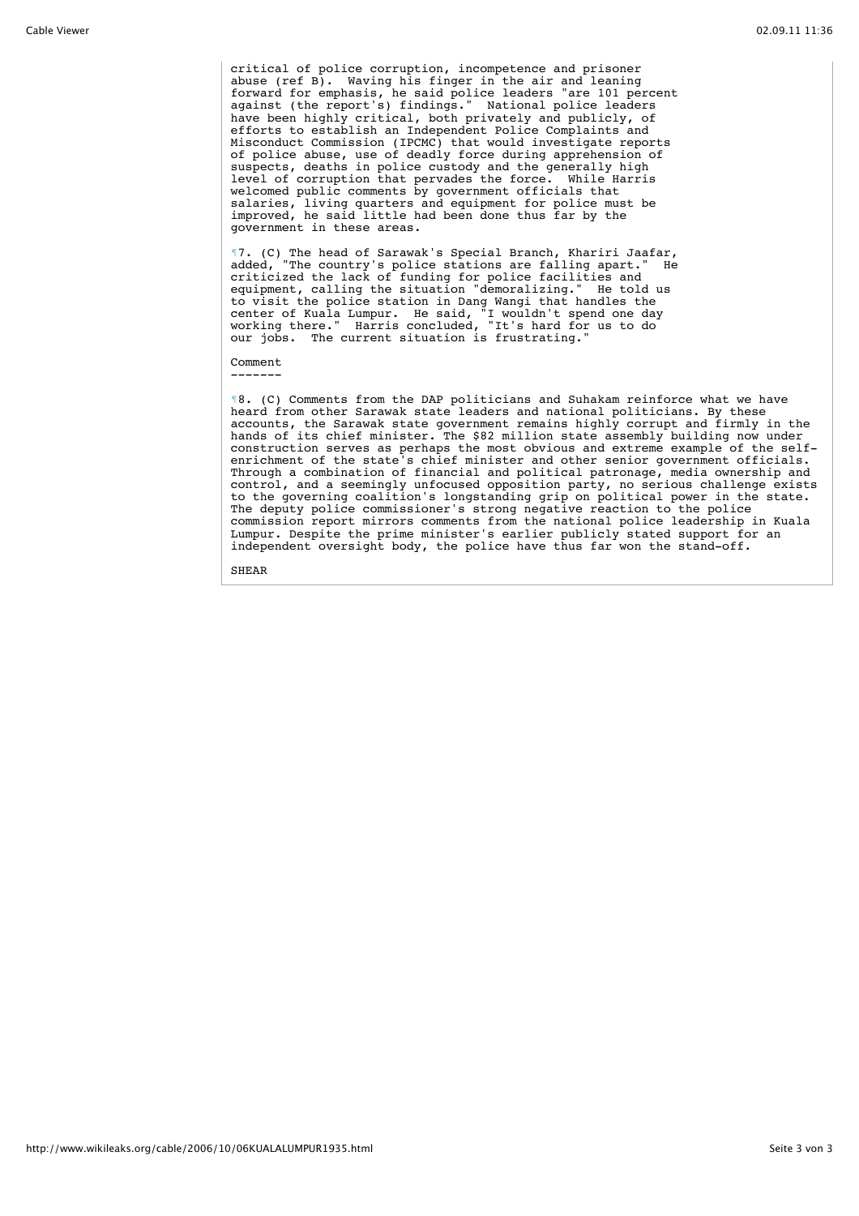critical of police corruption, incompetence and prisoner abuse (ref B). Waving his finger in the air and leaning forward for emphasis, he said police leaders "are 101 percent against (the report's) findings." National police leaders have been highly critical, both privately and publicly, of efforts to establish an Independent Police Complaints and Misconduct Commission (IPCMC) that would investigate reports of police abuse, use of deadly force during apprehension of suspects, deaths in police custody and the generally high level of corruption that pervades the force. While Harris welcomed public comments by government officials that salaries, living quarters and equipment for police must be improved, he said little had been done thus far by the government in these areas.

¶7. (C) The head of Sarawak's Special Branch, Khariri Jaafar, added, "The country's police stations are falling apart." He criticized the lack of funding for police facilities and equipment, calling the situation "demoralizing." He told us to visit the police station in Dang Wangi that handles the center of Kuala Lumpur. He said, "I wouldn't spend one day working there." Harris concluded, "It's hard for us to do our jobs. The current situation is frustrating."

## Comment

¶8. (C) Comments from the DAP politicians and Suhakam reinforce what we have heard from other Sarawak state leaders and national politicians. By these accounts, the Sarawak state government remains highly corrupt and firmly in the hands of its chief minister. The $82 million state assembly building now under construction serves as perhaps the most obvious and extreme example of the self-enrichment of the state's chief minister and other senior government officials. Through a combination of financial and political patronage, media ownership and control, and a seemingly unfocused opposition party, no serious challenge exists to the governing coalition's longstanding grip on political power in the state. The deputy police commissioner's strong negative reaction to the police commission report mirrors comments from the national police leadership in Kuala Lumpur. Despite the prime minister's earlier publicly stated support for an independent oversight body, the police have thus far won the stand-off.

SHEAR